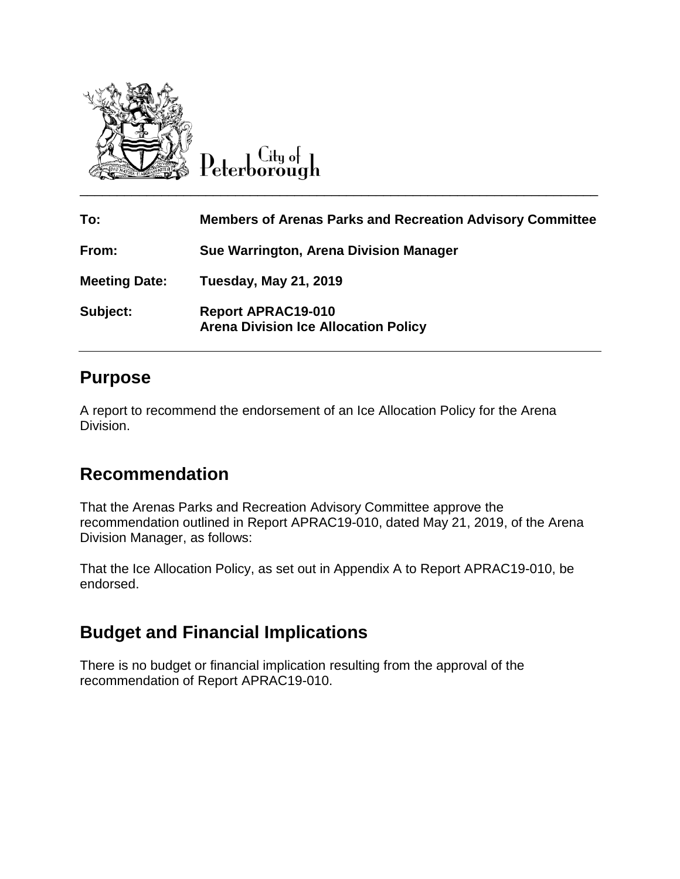City of Peterborough

| | |
|---|---|
| **To:** | **Members of Arenas Parks and Recreation Advisory Committee** |
| **From:** | **Sue Warrington, Arena Division Manager** |
| **Meeting Date:** | **Tuesday, May 21, 2019** |
| **Subject:** | **Report APRAC19-010**<br>**Arena Division Ice Allocation Policy** |

## Purpose

A report to recommend the endorsement of an Ice Allocation Policy for the Arena Division.

## Recommendation

That the Arenas Parks and Recreation Advisory Committee approve the recommendation outlined in Report APRAC19-010, dated May 21, 2019, of the Arena Division Manager, as follows:

That the Ice Allocation Policy, as set out in Appendix A to Report APRAC19-010, be endorsed.

## Budget and Financial Implications

There is no budget or financial implication resulting from the approval of the recommendation of Report APRAC19-010.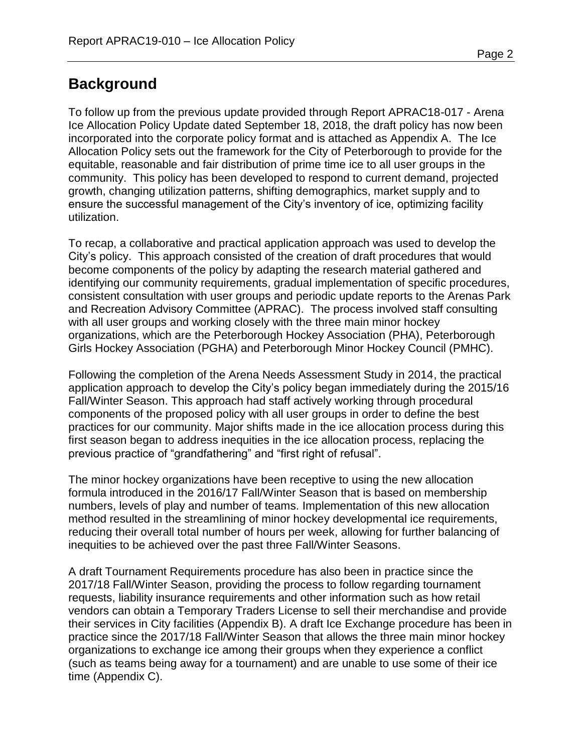## Background

To follow up from the previous update provided through Report APRAC18-017 - Arena Ice Allocation Policy Update dated September 18, 2018, the draft policy has now been incorporated into the corporate policy format and is attached as Appendix A. The Ice Allocation Policy sets out the framework for the City of Peterborough to provide for the equitable, reasonable and fair distribution of prime time ice to all user groups in the community. This policy has been developed to respond to current demand, projected growth, changing utilization patterns, shifting demographics, market supply and to ensure the successful management of the City's inventory of ice, optimizing facility utilization.

To recap, a collaborative and practical application approach was used to develop the City's policy. This approach consisted of the creation of draft procedures that would become components of the policy by adapting the research material gathered and identifying our community requirements, gradual implementation of specific procedures, consistent consultation with user groups and periodic update reports to the Arenas Park and Recreation Advisory Committee (APRAC). The process involved staff consulting with all user groups and working closely with the three main minor hockey organizations, which are the Peterborough Hockey Association (PHA), Peterborough Girls Hockey Association (PGHA) and Peterborough Minor Hockey Council (PMHC).

Following the completion of the Arena Needs Assessment Study in 2014, the practical application approach to develop the City's policy began immediately during the 2015/16 Fall/Winter Season. This approach had staff actively working through procedural components of the proposed policy with all user groups in order to define the best practices for our community. Major shifts made in the ice allocation process during this first season began to address inequities in the ice allocation process, replacing the previous practice of "grandfathering" and "first right of refusal".

The minor hockey organizations have been receptive to using the new allocation formula introduced in the 2016/17 Fall/Winter Season that is based on membership numbers, levels of play and number of teams. Implementation of this new allocation method resulted in the streamlining of minor hockey developmental ice requirements, reducing their overall total number of hours per week, allowing for further balancing of inequities to be achieved over the past three Fall/Winter Seasons.

A draft Tournament Requirements procedure has also been in practice since the 2017/18 Fall/Winter Season, providing the process to follow regarding tournament requests, liability insurance requirements and other information such as how retail vendors can obtain a Temporary Traders License to sell their merchandise and provide their services in City facilities (Appendix B). A draft Ice Exchange procedure has been in practice since the 2017/18 Fall/Winter Season that allows the three main minor hockey organizations to exchange ice among their groups when they experience a conflict (such as teams being away for a tournament) and are unable to use some of their ice time (Appendix C).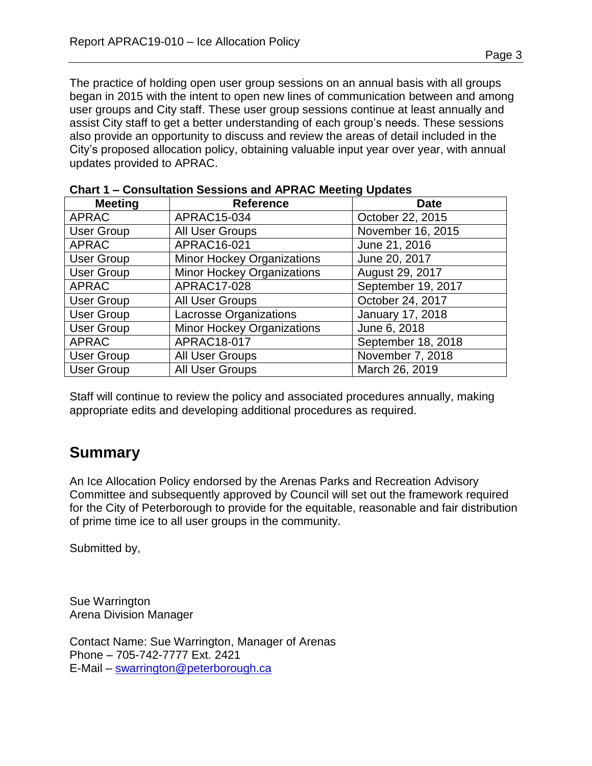The practice of holding open user group sessions on an annual basis with all groups began in 2015 with the intent to open new lines of communication between and among user groups and City staff. These user group sessions continue at least annually and assist City staff to get a better understanding of each group's needs. These sessions also provide an opportunity to discuss and review the areas of detail included in the City's proposed allocation policy, obtaining valuable input year over year, with annual updates provided to APRAC.

**Chart 1 – Consultation Sessions and APRAC Meeting Updates**

| Meeting | Reference | Date |
|---|---|---|
| APRAC | APRAC15-034 | October 22, 2015 |
| User Group | All User Groups | November 16, 2015 |
| APRAC | APRAC16-021 | June 21, 2016 |
| User Group | Minor Hockey Organizations | June 20, 2017 |
| User Group | Minor Hockey Organizations | August 29, 2017 |
| APRAC | APRAC17-028 | September 19, 2017 |
| User Group | All User Groups | October 24, 2017 |
| User Group | Lacrosse Organizations | January 17, 2018 |
| User Group | Minor Hockey Organizations | June 6, 2018 |
| APRAC | APRAC18-017 | September 18, 2018 |
| User Group | All User Groups | November 7, 2018 |
| User Group | All User Groups | March 26, 2019 |

Staff will continue to review the policy and associated procedures annually, making appropriate edits and developing additional procedures as required.

## Summary

An Ice Allocation Policy endorsed by the Arenas Parks and Recreation Advisory Committee and subsequently approved by Council will set out the framework required for the City of Peterborough to provide for the equitable, reasonable and fair distribution of prime time ice to all user groups in the community.

Submitted by,

Sue Warrington
Arena Division Manager

Contact Name: Sue Warrington, Manager of Arenas
Phone – 705-742-7777 Ext. 2421
E-Mail – swarrington@peterborough.ca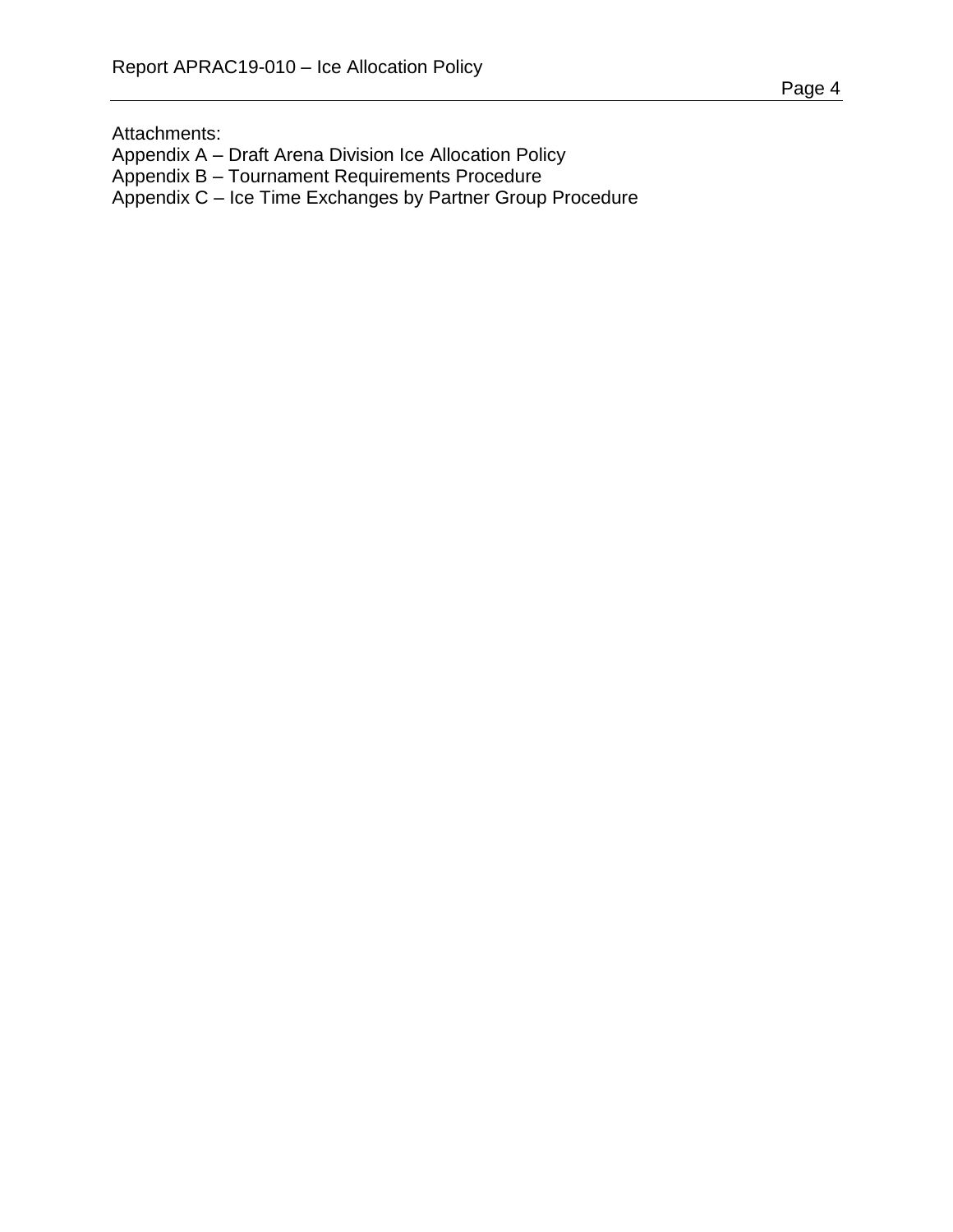Attachments:

Appendix A – Draft Arena Division Ice Allocation Policy
Appendix B – Tournament Requirements Procedure
Appendix C – Ice Time Exchanges by Partner Group Procedure